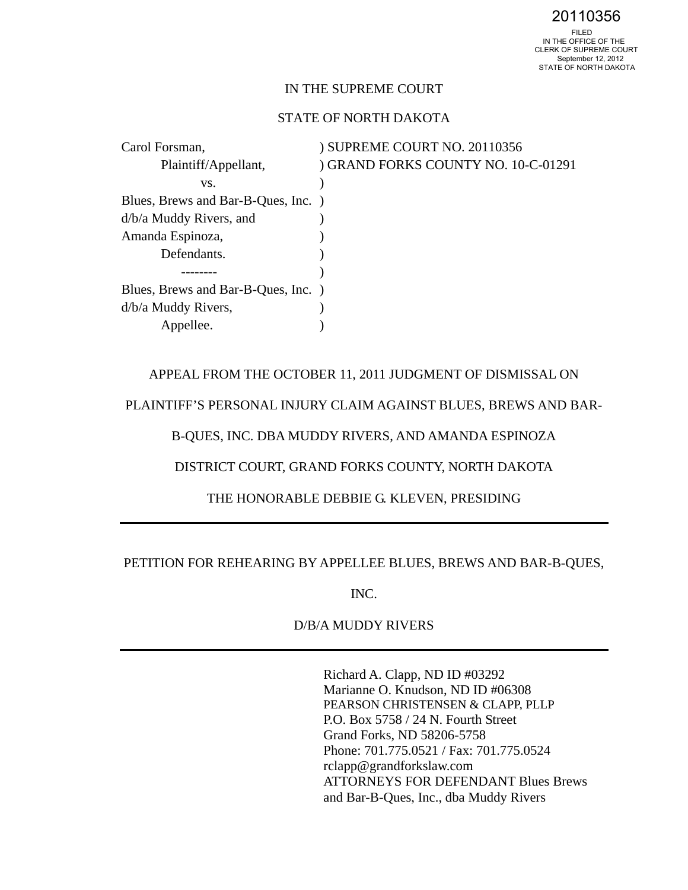20110356

FILED
IN THE OFFICE OF THE
CLERK OF SUPREME COURT
September 12, 2012
STATE OF NORTH DAKOTA

IN THE SUPREME COURT

STATE OF NORTH DAKOTA

| | |
|---|---|
| Carol Forsman, | ) SUPREME COURT NO. 20110356 |
| Plaintiff/Appellant, | ) GRAND FORKS COUNTY NO. 10-C-01291 |
| vs. | ) |
| Blues, Brews and Bar-B-Ques, Inc. | ) |
| d/b/a Muddy Rivers, and | ) |
| Amanda Espinoza, | ) |
| Defendants. | ) |
| -------- | ) |
| Blues, Brews and Bar-B-Ques, Inc. | ) |
| d/b/a Muddy Rivers, | ) |
| Appellee. | ) |

APPEAL FROM THE OCTOBER 11, 2011 JUDGMENT OF DISMISSAL ON PLAINTIFF'S PERSONAL INJURY CLAIM AGAINST BLUES, BREWS AND BAR-B-QUES, INC. DBA MUDDY RIVERS, AND AMANDA ESPINOZA

DISTRICT COURT, GRAND FORKS COUNTY, NORTH DAKOTA

THE HONORABLE DEBBIE G. KLEVEN, PRESIDING

---

PETITION FOR REHEARING BY APPELLEE BLUES, BREWS AND BAR-B-QUES, INC.

D/B/A MUDDY RIVERS

---

Richard A. Clapp, ND ID #03292
Marianne O. Knudson, ND ID #06308
PEARSON CHRISTENSEN & CLAPP, PLLP
P.O. Box 5758 / 24 N. Fourth Street
Grand Forks, ND 58206-5758
Phone: 701.775.0521 / Fax: 701.775.0524
rclapp@grandforkslaw.com
ATTORNEYS FOR DEFENDANT Blues Brews and Bar-B-Ques, Inc., dba Muddy Rivers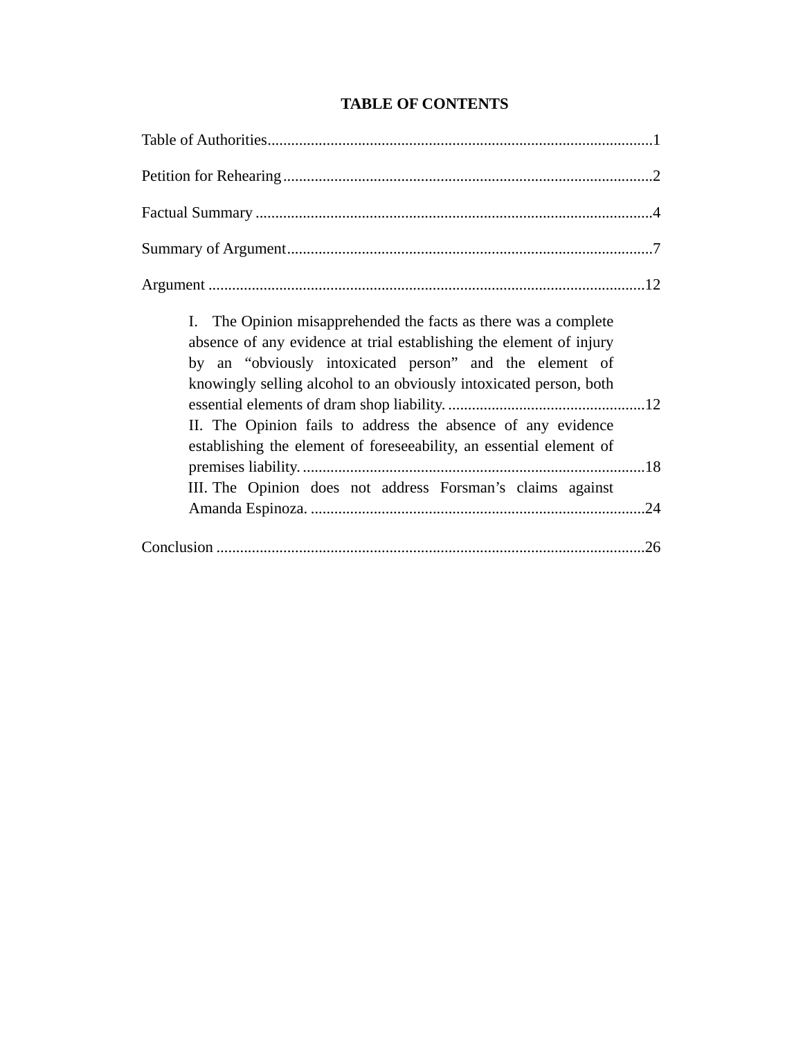# TABLE OF CONTENTS

Table of Authorities....................................................................................................1

Petition for Rehearing................................................................................................2

Factual Summary........................................................................................................4

Summary of Argument................................................................................................7

Argument..................................................................................................................12

- I. The Opinion misapprehended the facts as there was a complete absence of any evidence at trial establishing the element of injury by an "obviously intoxicated person" and the element of knowingly selling alcohol to an obviously intoxicated person, both essential elements of dram shop liability. ..................................................12
- II. The Opinion fails to address the absence of any evidence establishing the element of foreseeability, an essential element of premises liability. ......................................................................................18
- III. The Opinion does not address Forsman's claims against Amanda Espinoza. ....................................................................................24

Conclusion ................................................................................................................26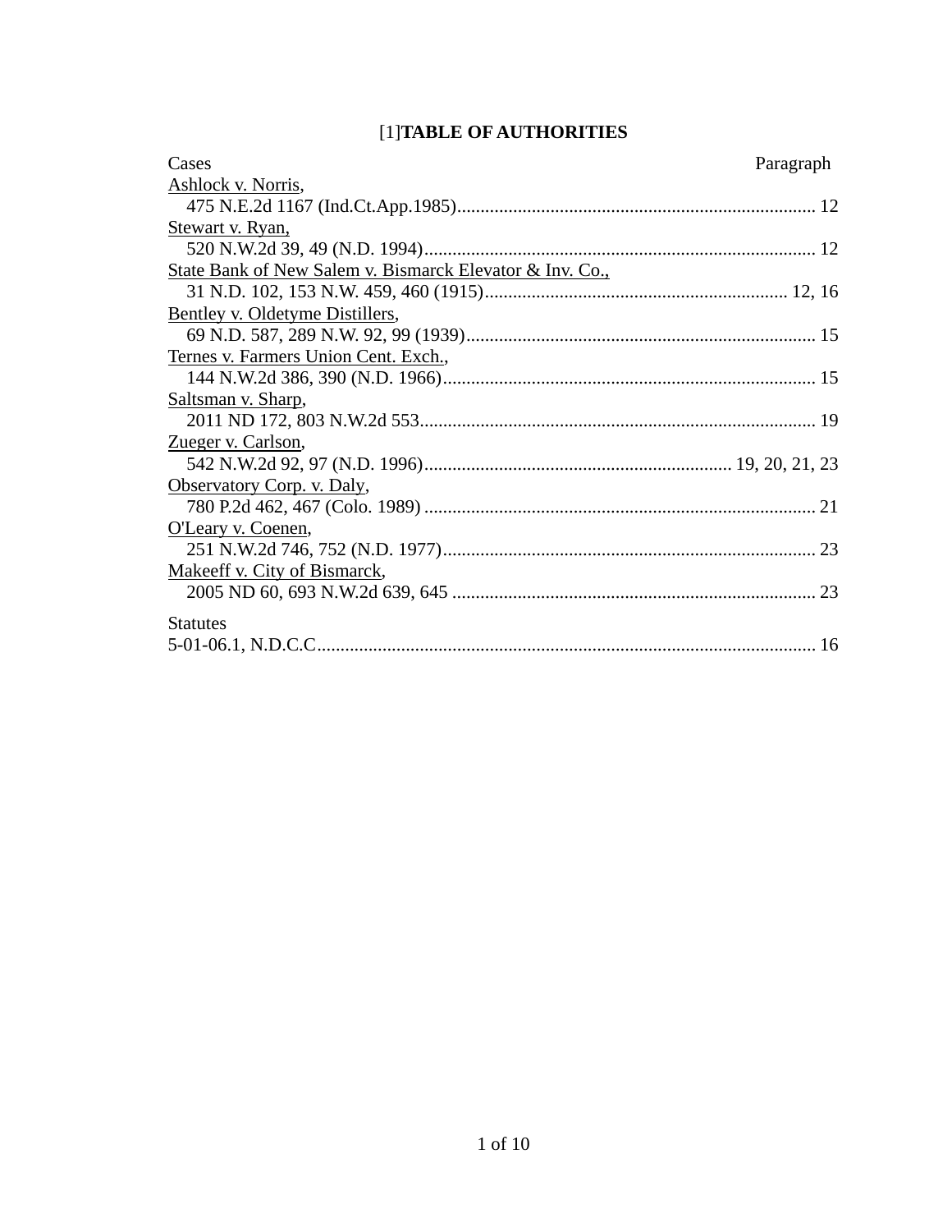# [1]**TABLE OF AUTHORITIES**

| Cases | Paragraph |
|---|---|
| Ashlock v. Norris, 475 N.E.2d 1167 (Ind.Ct.App.1985) | 12 |
| Stewart v. Ryan, 520 N.W.2d 39, 49 (N.D. 1994) | 12 |
| State Bank of New Salem v. Bismarck Elevator & Inv. Co., 31 N.D. 102, 153 N.W. 459, 460 (1915) | 12, 16 |
| Bentley v. Oldetyme Distillers, 69 N.D. 587, 289 N.W. 92, 99 (1939) | 15 |
| Ternes v. Farmers Union Cent. Exch., 144 N.W.2d 386, 390 (N.D. 1966) | 15 |
| Saltsman v. Sharp, 2011 ND 172, 803 N.W.2d 553 | 19 |
| Zueger v. Carlson, 542 N.W.2d 92, 97 (N.D. 1996) | 19, 20, 21, 23 |
| Observatory Corp. v. Daly, 780 P.2d 462, 467 (Colo. 1989) | 21 |
| O'Leary v. Coenen, 251 N.W.2d 746, 752 (N.D. 1977) | 23 |
| Makeeff v. City of Bismarck, 2005 ND 60, 693 N.W.2d 639, 645 | 23 |

| Statutes | |
|---|---|
| 5-01-06.1, N.D.C.C. | 16 |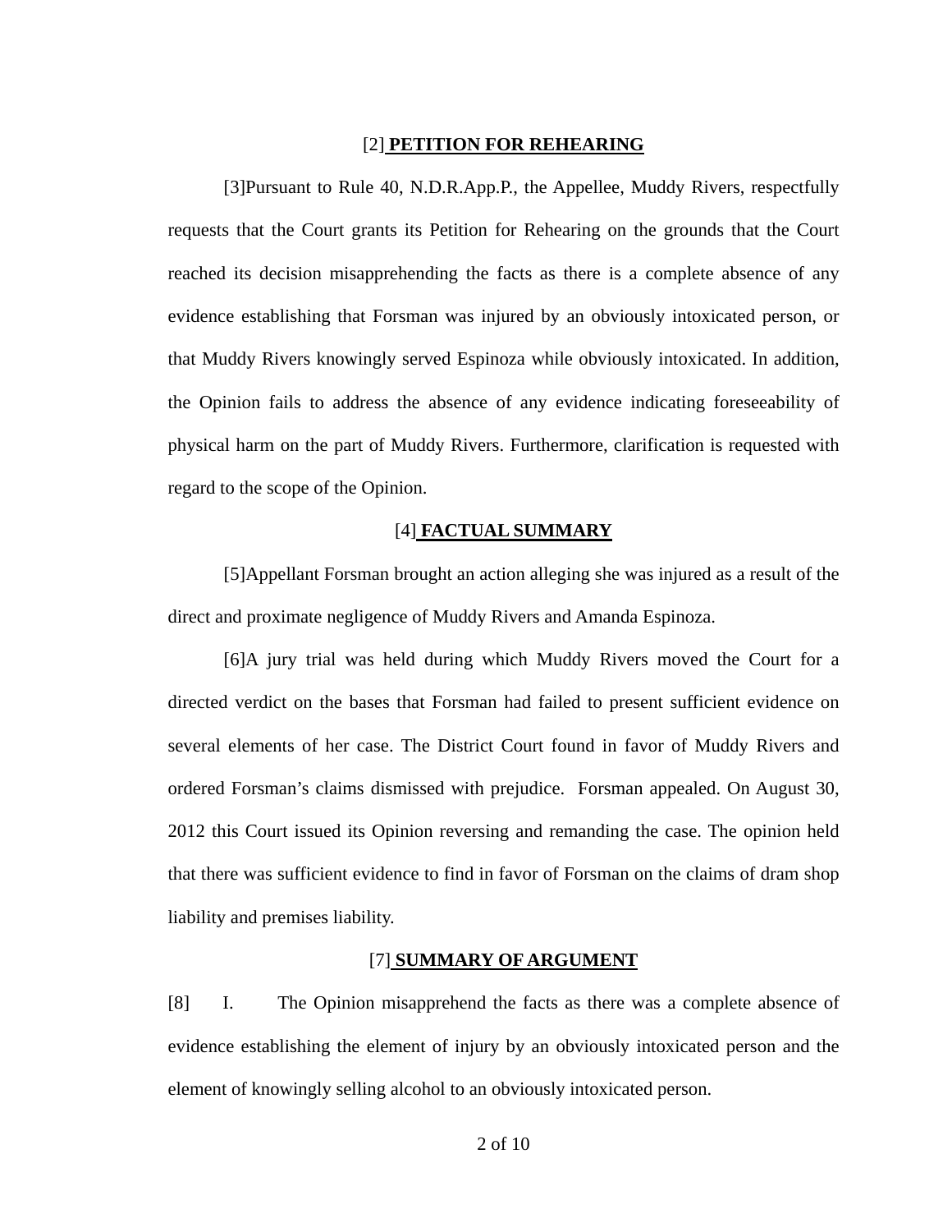[2] **PETITION FOR REHEARING**

[3]Pursuant to Rule 40, N.D.R.App.P., the Appellee, Muddy Rivers, respectfully requests that the Court grants its Petition for Rehearing on the grounds that the Court reached its decision misapprehending the facts as there is a complete absence of any evidence establishing that Forsman was injured by an obviously intoxicated person, or that Muddy Rivers knowingly served Espinoza while obviously intoxicated. In addition, the Opinion fails to address the absence of any evidence indicating foreseeability of physical harm on the part of Muddy Rivers. Furthermore, clarification is requested with regard to the scope of the Opinion.

[4] **FACTUAL SUMMARY**

[5]Appellant Forsman brought an action alleging she was injured as a result of the direct and proximate negligence of Muddy Rivers and Amanda Espinoza.

[6]A jury trial was held during which Muddy Rivers moved the Court for a directed verdict on the bases that Forsman had failed to present sufficient evidence on several elements of her case. The District Court found in favor of Muddy Rivers and ordered Forsman's claims dismissed with prejudice. Forsman appealed. On August 30, 2012 this Court issued its Opinion reversing and remanding the case. The opinion held that there was sufficient evidence to find in favor of Forsman on the claims of dram shop liability and premises liability.

[7] **SUMMARY OF ARGUMENT**

[8] I. The Opinion misapprehend the facts as there was a complete absence of evidence establishing the element of injury by an obviously intoxicated person and the element of knowingly selling alcohol to an obviously intoxicated person.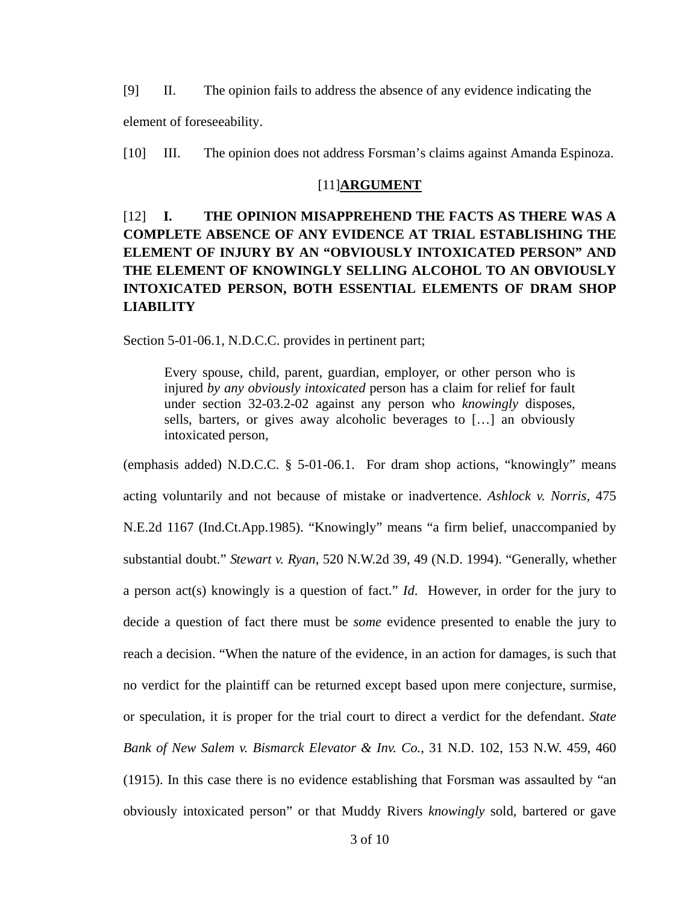[9] II. The opinion fails to address the absence of any evidence indicating the element of foreseeability.

[10] III. The opinion does not address Forsman's claims against Amanda Espinoza.

## [11]<u>ARGUMENT</u>

### [12] I. THE OPINION MISAPPREHEND THE FACTS AS THERE WAS A COMPLETE ABSENCE OF ANY EVIDENCE AT TRIAL ESTABLISHING THE ELEMENT OF INJURY BY AN "OBVIOUSLY INTOXICATED PERSON" AND THE ELEMENT OF KNOWINGLY SELLING ALCOHOL TO AN OBVIOUSLY INTOXICATED PERSON, BOTH ESSENTIAL ELEMENTS OF DRAM SHOP LIABILITY

Section 5-01-06.1, N.D.C.C. provides in pertinent part;

> Every spouse, child, parent, guardian, employer, or other person who is injured *by any obviously intoxicated* person has a claim for relief for fault under section 32-03.2-02 against any person who *knowingly* disposes, sells, barters, or gives away alcoholic beverages to […] an obviously intoxicated person,

(emphasis added) N.D.C.C. § 5-01-06.1. For dram shop actions, "knowingly" means acting voluntarily and not because of mistake or inadvertence. *Ashlock v. Norris*, 475 N.E.2d 1167 (Ind.Ct.App.1985). "Knowingly" means "a firm belief, unaccompanied by substantial doubt." *Stewart v. Ryan*, 520 N.W.2d 39, 49 (N.D. 1994). "Generally, whether a person act(s) knowingly is a question of fact." *Id.* However, in order for the jury to decide a question of fact there must be *some* evidence presented to enable the jury to reach a decision. "When the nature of the evidence, in an action for damages, is such that no verdict for the plaintiff can be returned except based upon mere conjecture, surmise, or speculation, it is proper for the trial court to direct a verdict for the defendant. *State Bank of New Salem v. Bismarck Elevator & Inv. Co.*, 31 N.D. 102, 153 N.W. 459, 460 (1915). In this case there is no evidence establishing that Forsman was assaulted by "an obviously intoxicated person" or that Muddy Rivers *knowingly* sold, bartered or gave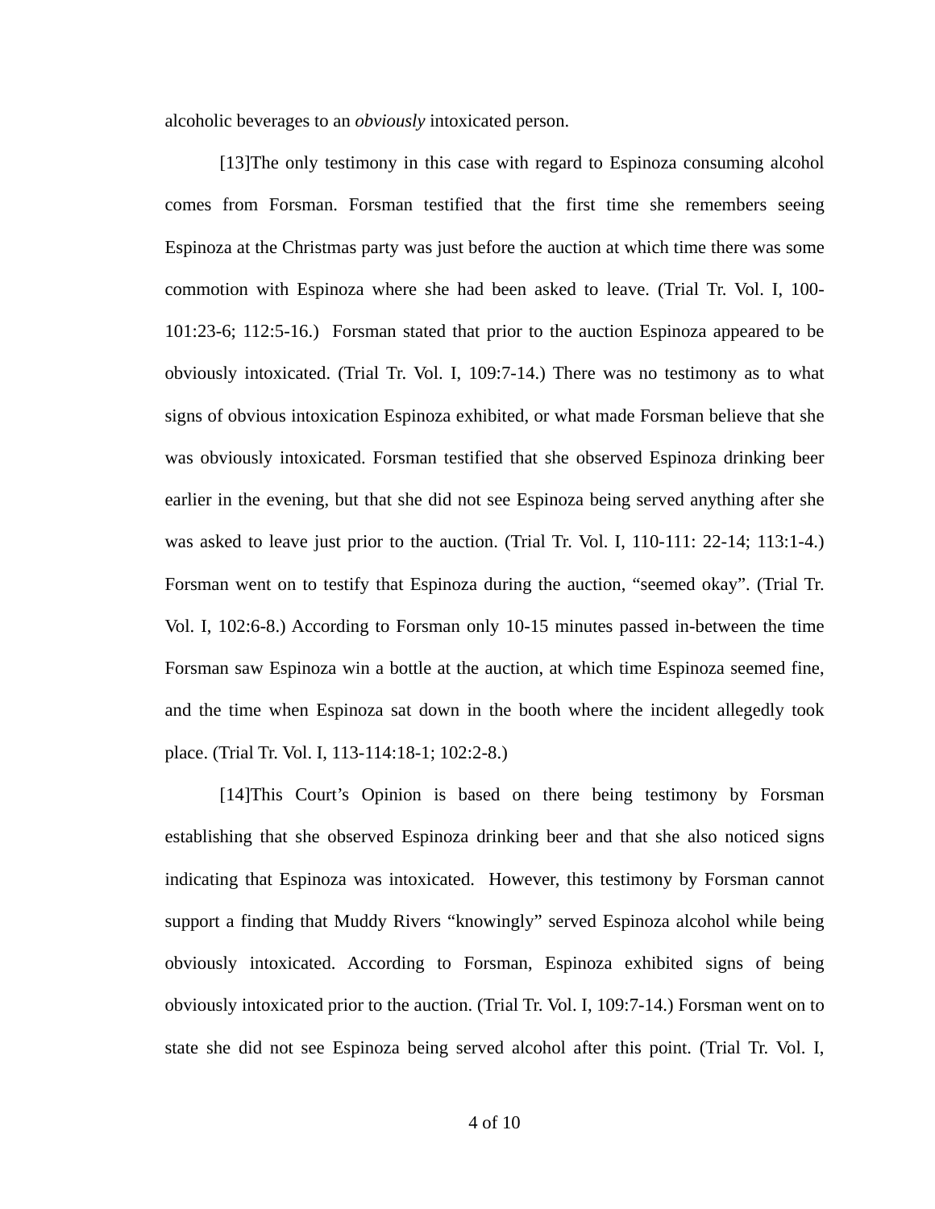alcoholic beverages to an *obviously* intoxicated person.

[13]The only testimony in this case with regard to Espinoza consuming alcohol comes from Forsman. Forsman testified that the first time she remembers seeing Espinoza at the Christmas party was just before the auction at which time there was some commotion with Espinoza where she had been asked to leave. (Trial Tr. Vol. I, 100-101:23-6; 112:5-16.) Forsman stated that prior to the auction Espinoza appeared to be obviously intoxicated. (Trial Tr. Vol. I, 109:7-14.) There was no testimony as to what signs of obvious intoxication Espinoza exhibited, or what made Forsman believe that she was obviously intoxicated. Forsman testified that she observed Espinoza drinking beer earlier in the evening, but that she did not see Espinoza being served anything after she was asked to leave just prior to the auction. (Trial Tr. Vol. I, 110-111: 22-14; 113:1-4.) Forsman went on to testify that Espinoza during the auction, "seemed okay". (Trial Tr. Vol. I, 102:6-8.) According to Forsman only 10-15 minutes passed in-between the time Forsman saw Espinoza win a bottle at the auction, at which time Espinoza seemed fine, and the time when Espinoza sat down in the booth where the incident allegedly took place. (Trial Tr. Vol. I, 113-114:18-1; 102:2-8.)

[14]This Court's Opinion is based on there being testimony by Forsman establishing that she observed Espinoza drinking beer and that she also noticed signs indicating that Espinoza was intoxicated. However, this testimony by Forsman cannot support a finding that Muddy Rivers "knowingly" served Espinoza alcohol while being obviously intoxicated. According to Forsman, Espinoza exhibited signs of being obviously intoxicated prior to the auction. (Trial Tr. Vol. I, 109:7-14.) Forsman went on to state she did not see Espinoza being served alcohol after this point. (Trial Tr. Vol. I,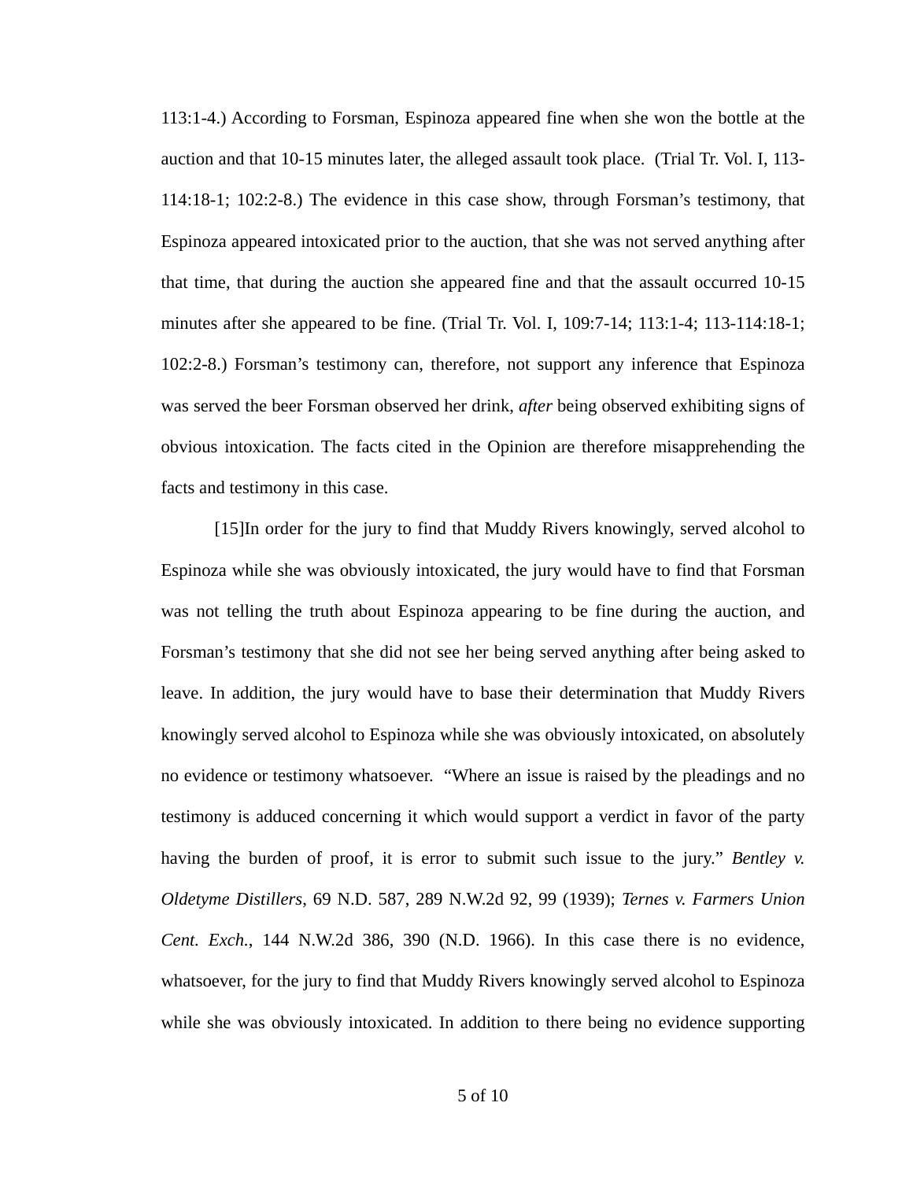113:1-4.) According to Forsman, Espinoza appeared fine when she won the bottle at the auction and that 10-15 minutes later, the alleged assault took place. (Trial Tr. Vol. I, 113-114:18-1; 102:2-8.) The evidence in this case show, through Forsman's testimony, that Espinoza appeared intoxicated prior to the auction, that she was not served anything after that time, that during the auction she appeared fine and that the assault occurred 10-15 minutes after she appeared to be fine. (Trial Tr. Vol. I, 109:7-14; 113:1-4; 113-114:18-1; 102:2-8.) Forsman's testimony can, therefore, not support any inference that Espinoza was served the beer Forsman observed her drink, *after* being observed exhibiting signs of obvious intoxication. The facts cited in the Opinion are therefore misapprehending the facts and testimony in this case.

[15]In order for the jury to find that Muddy Rivers knowingly, served alcohol to Espinoza while she was obviously intoxicated, the jury would have to find that Forsman was not telling the truth about Espinoza appearing to be fine during the auction, and Forsman's testimony that she did not see her being served anything after being asked to leave. In addition, the jury would have to base their determination that Muddy Rivers knowingly served alcohol to Espinoza while she was obviously intoxicated, on absolutely no evidence or testimony whatsoever. "Where an issue is raised by the pleadings and no testimony is adduced concerning it which would support a verdict in favor of the party having the burden of proof, it is error to submit such issue to the jury." *Bentley v. Oldetyme Distillers*, 69 N.D. 587, 289 N.W.2d 92, 99 (1939); *Ternes v. Farmers Union Cent. Exch.*, 144 N.W.2d 386, 390 (N.D. 1966). In this case there is no evidence, whatsoever, for the jury to find that Muddy Rivers knowingly served alcohol to Espinoza while she was obviously intoxicated. In addition to there being no evidence supporting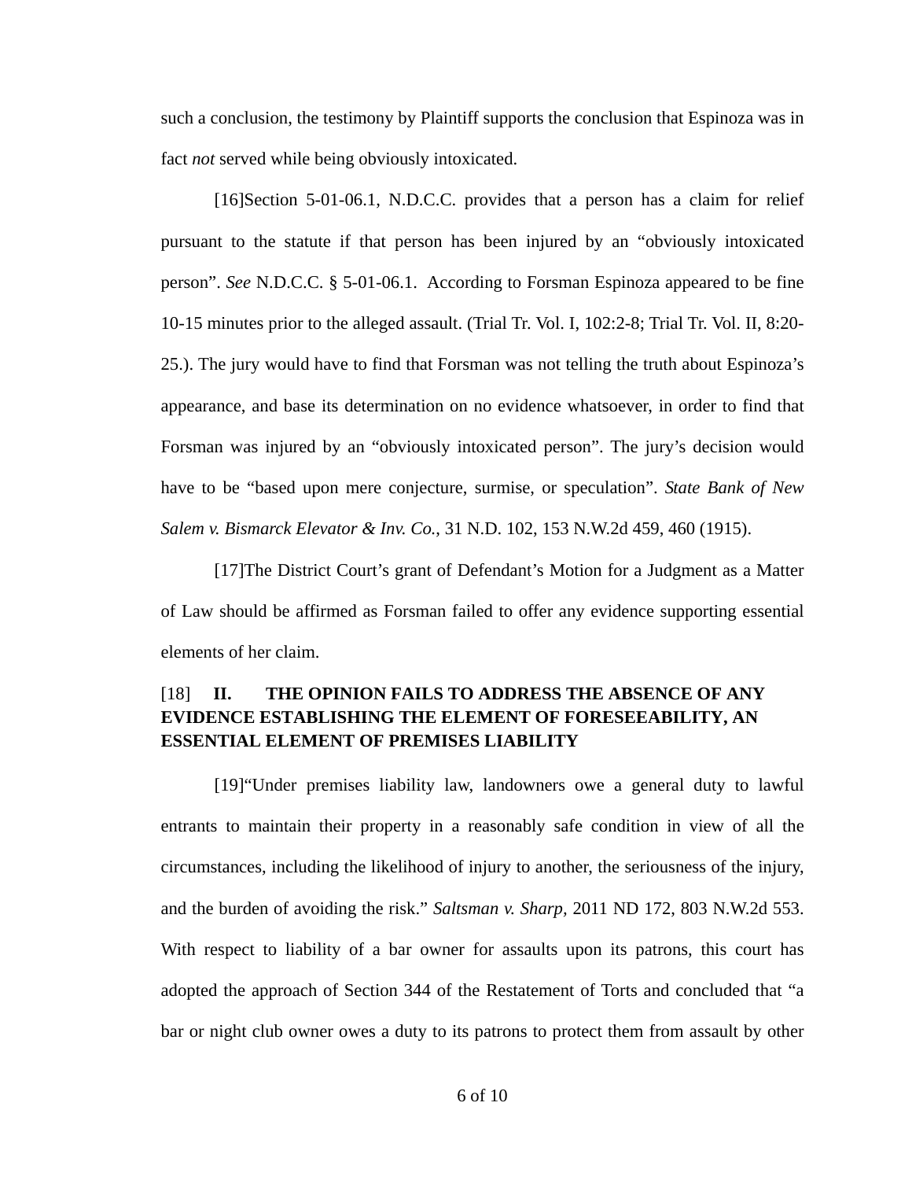such a conclusion, the testimony by Plaintiff supports the conclusion that Espinoza was in fact *not* served while being obviously intoxicated.

[16]Section 5-01-06.1, N.D.C.C. provides that a person has a claim for relief pursuant to the statute if that person has been injured by an "obviously intoxicated person". *See* N.D.C.C. § 5-01-06.1. According to Forsman Espinoza appeared to be fine 10-15 minutes prior to the alleged assault. (Trial Tr. Vol. I, 102:2-8; Trial Tr. Vol. II, 8:20-25.). The jury would have to find that Forsman was not telling the truth about Espinoza's appearance, and base its determination on no evidence whatsoever, in order to find that Forsman was injured by an "obviously intoxicated person". The jury's decision would have to be "based upon mere conjecture, surmise, or speculation". *State Bank of New Salem v. Bismarck Elevator & Inv. Co.*, 31 N.D. 102, 153 N.W.2d 459, 460 (1915).

[17]The District Court's grant of Defendant's Motion for a Judgment as a Matter of Law should be affirmed as Forsman failed to offer any evidence supporting essential elements of her claim.

## [18] II. THE OPINION FAILS TO ADDRESS THE ABSENCE OF ANY EVIDENCE ESTABLISHING THE ELEMENT OF FORESEEABILITY, AN ESSENTIAL ELEMENT OF PREMISES LIABILITY

[19]"Under premises liability law, landowners owe a general duty to lawful entrants to maintain their property in a reasonably safe condition in view of all the circumstances, including the likelihood of injury to another, the seriousness of the injury, and the burden of avoiding the risk." *Saltsman v. Sharp,* 2011 ND 172, 803 N.W.2d 553. With respect to liability of a bar owner for assaults upon its patrons, this court has adopted the approach of Section 344 of the Restatement of Torts and concluded that "a bar or night club owner owes a duty to its patrons to protect them from assault by other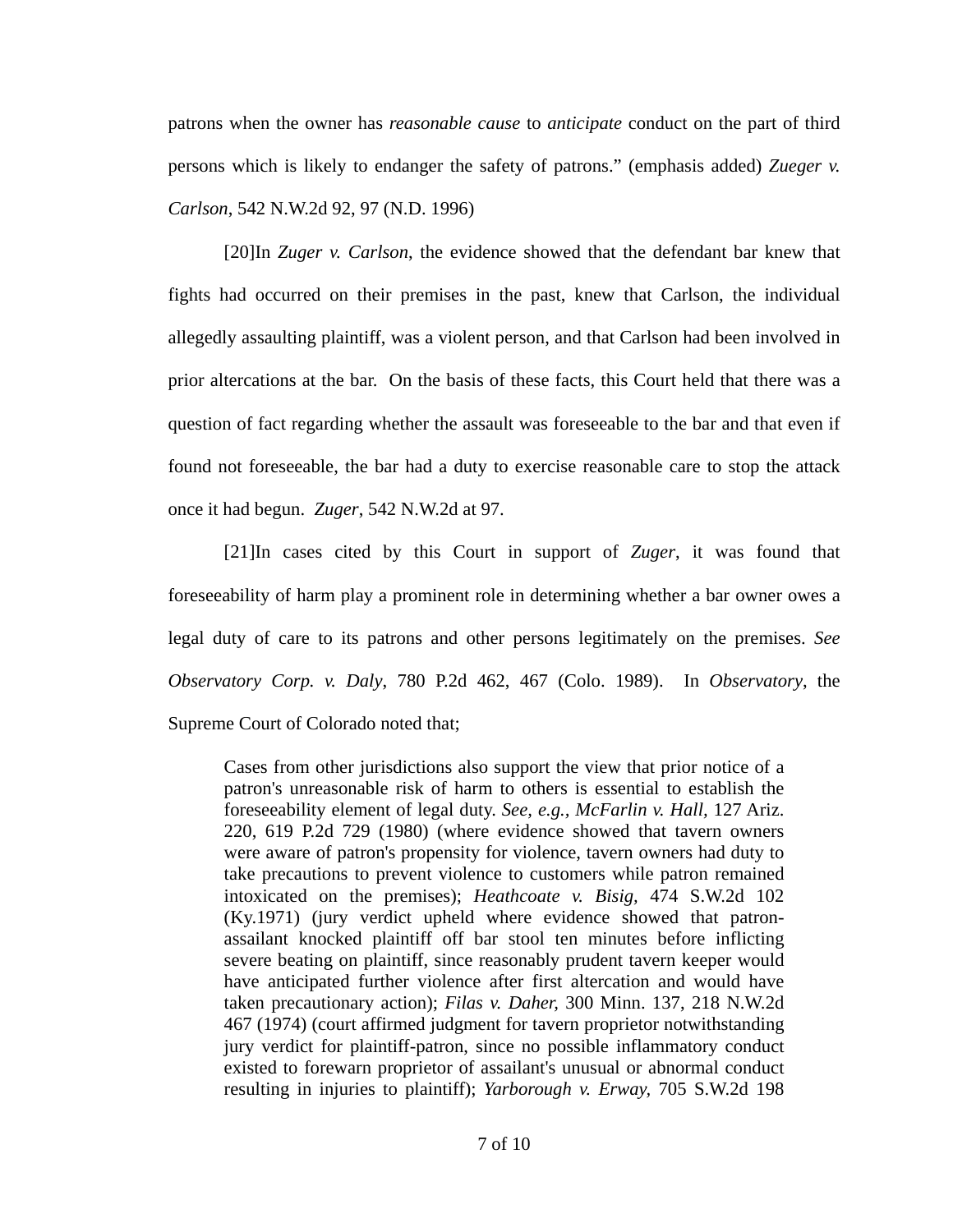patrons when the owner has *reasonable cause* to *anticipate* conduct on the part of third persons which is likely to endanger the safety of patrons." (emphasis added) *Zueger v. Carlson*, 542 N.W.2d 92, 97 (N.D. 1996)

[20]In *Zuger v. Carlson*, the evidence showed that the defendant bar knew that fights had occurred on their premises in the past, knew that Carlson, the individual allegedly assaulting plaintiff, was a violent person, and that Carlson had been involved in prior altercations at the bar. On the basis of these facts, this Court held that there was a question of fact regarding whether the assault was foreseeable to the bar and that even if found not foreseeable, the bar had a duty to exercise reasonable care to stop the attack once it had begun. *Zuger*, 542 N.W.2d at 97.

[21]In cases cited by this Court in support of *Zuger*, it was found that foreseeability of harm play a prominent role in determining whether a bar owner owes a legal duty of care to its patrons and other persons legitimately on the premises. *See Observatory Corp. v. Daly*, 780 P.2d 462, 467 (Colo. 1989). In *Observatory*, the Supreme Court of Colorado noted that;

> Cases from other jurisdictions also support the view that prior notice of a patron's unreasonable risk of harm to others is essential to establish the foreseeability element of legal duty. *See, e.g., McFarlin v. Hall,* 127 Ariz. 220, 619 P.2d 729 (1980) (where evidence showed that tavern owners were aware of patron's propensity for violence, tavern owners had duty to take precautions to prevent violence to customers while patron remained intoxicated on the premises); *Heathcoate v. Bisig,* 474 S.W.2d 102 (Ky.1971) (jury verdict upheld where evidence showed that patron-assailant knocked plaintiff off bar stool ten minutes before inflicting severe beating on plaintiff, since reasonably prudent tavern keeper would have anticipated further violence after first altercation and would have taken precautionary action); *Filas v. Daher,* 300 Minn. 137, 218 N.W.2d 467 (1974) (court affirmed judgment for tavern proprietor notwithstanding jury verdict for plaintiff-patron, since no possible inflammatory conduct existed to forewarn proprietor of assailant's unusual or abnormal conduct resulting in injuries to plaintiff); *Yarborough v. Erway,* 705 S.W.2d 198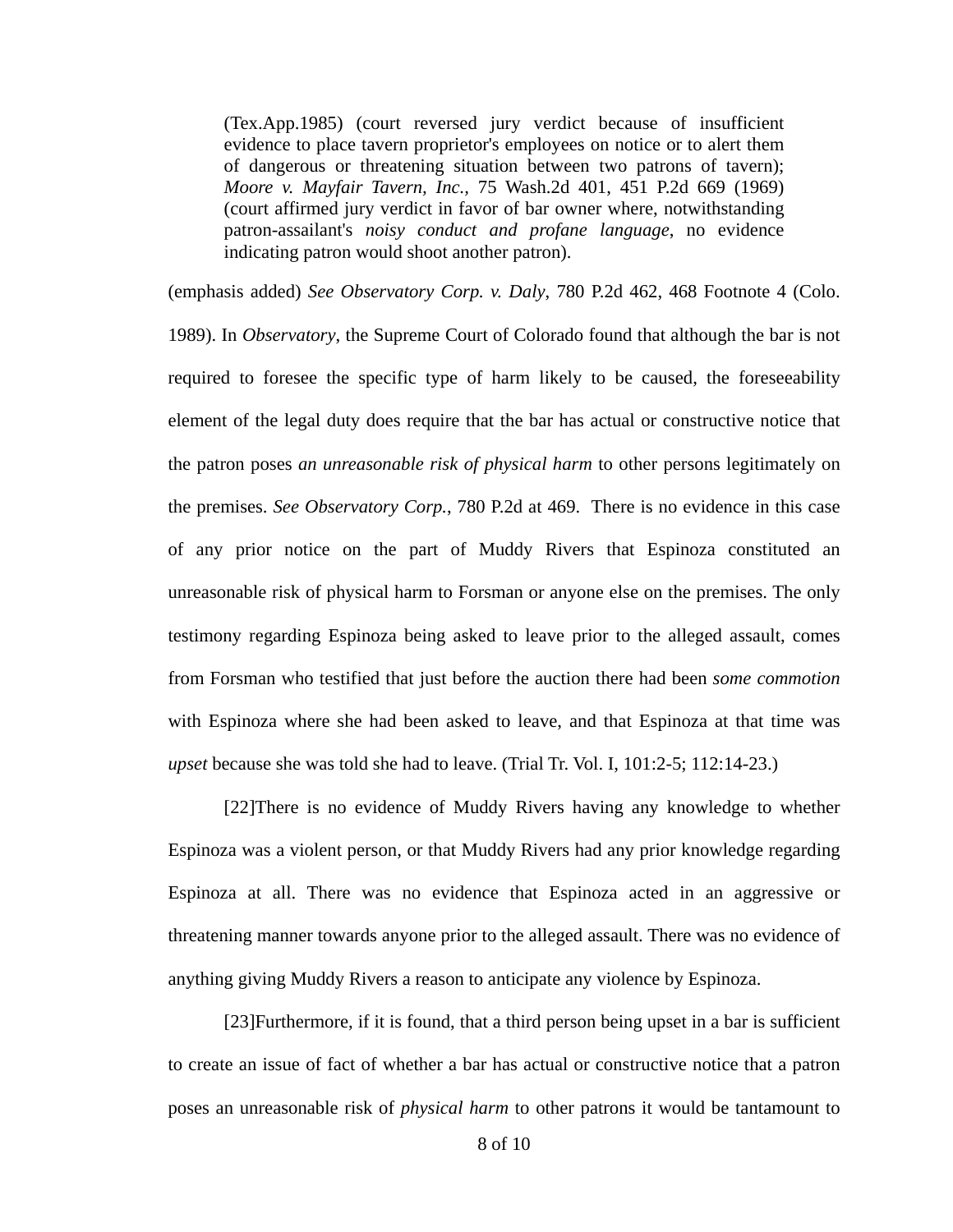> (Tex.App.1985) (court reversed jury verdict because of insufficient evidence to place tavern proprietor's employees on notice or to alert them of dangerous or threatening situation between two patrons of tavern); *Moore v. Mayfair Tavern, Inc.*, 75 Wash.2d 401, 451 P.2d 669 (1969) (court affirmed jury verdict in favor of bar owner where, notwithstanding patron-assailant's *noisy conduct and profane language*, no evidence indicating patron would shoot another patron).

(emphasis added) *See Observatory Corp. v. Daly*, 780 P.2d 462, 468 Footnote 4 (Colo. 1989). In *Observatory*, the Supreme Court of Colorado found that although the bar is not required to foresee the specific type of harm likely to be caused, the foreseeability element of the legal duty does require that the bar has actual or constructive notice that the patron poses *an unreasonable risk of physical harm* to other persons legitimately on the premises. *See Observatory Corp.*, 780 P.2d at 469. There is no evidence in this case of any prior notice on the part of Muddy Rivers that Espinoza constituted an unreasonable risk of physical harm to Forsman or anyone else on the premises. The only testimony regarding Espinoza being asked to leave prior to the alleged assault, comes from Forsman who testified that just before the auction there had been *some commotion* with Espinoza where she had been asked to leave, and that Espinoza at that time was *upset* because she was told she had to leave. (Trial Tr. Vol. I, 101:2-5; 112:14-23.)

[22]There is no evidence of Muddy Rivers having any knowledge to whether Espinoza was a violent person, or that Muddy Rivers had any prior knowledge regarding Espinoza at all. There was no evidence that Espinoza acted in an aggressive or threatening manner towards anyone prior to the alleged assault. There was no evidence of anything giving Muddy Rivers a reason to anticipate any violence by Espinoza.

[23]Furthermore, if it is found, that a third person being upset in a bar is sufficient to create an issue of fact of whether a bar has actual or constructive notice that a patron poses an unreasonable risk of *physical harm* to other patrons it would be tantamount to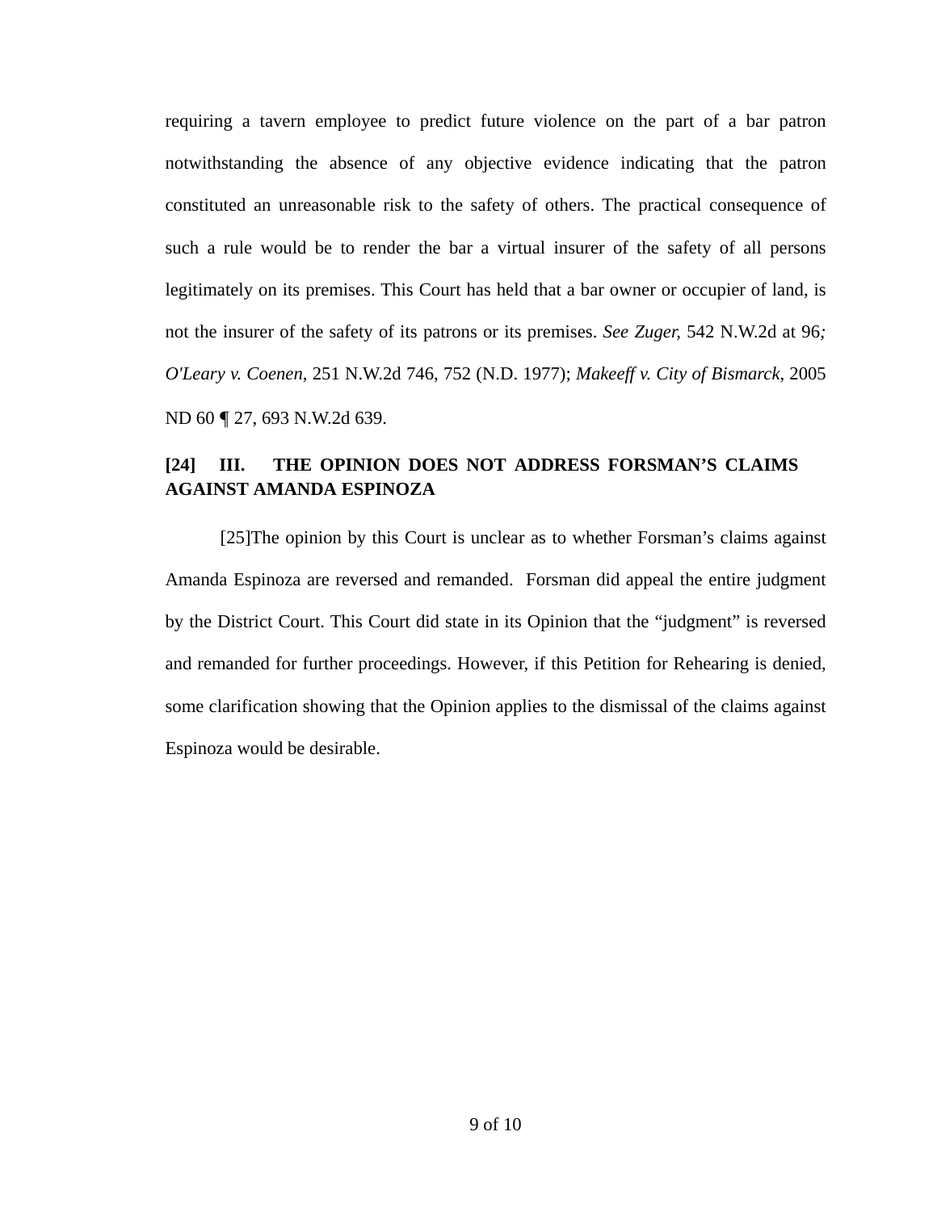requiring a tavern employee to predict future violence on the part of a bar patron notwithstanding the absence of any objective evidence indicating that the patron constituted an unreasonable risk to the safety of others. The practical consequence of such a rule would be to render the bar a virtual insurer of the safety of all persons legitimately on its premises. This Court has held that a bar owner or occupier of land, is not the insurer of the safety of its patrons or its premises. *See Zuger*, 542 N.W.2d at 96*; O'Leary v. Coenen*, 251 N.W.2d 746, 752 (N.D. 1977); *Makeeff v. City of Bismarck*, 2005 ND 60 ¶ 27, 693 N.W.2d 639.

**[24] III. THE OPINION DOES NOT ADDRESS FORSMAN'S CLAIMS AGAINST AMANDA ESPINOZA**

[25]The opinion by this Court is unclear as to whether Forsman's claims against Amanda Espinoza are reversed and remanded. Forsman did appeal the entire judgment by the District Court. This Court did state in its Opinion that the "judgment" is reversed and remanded for further proceedings. However, if this Petition for Rehearing is denied, some clarification showing that the Opinion applies to the dismissal of the claims against Espinoza would be desirable.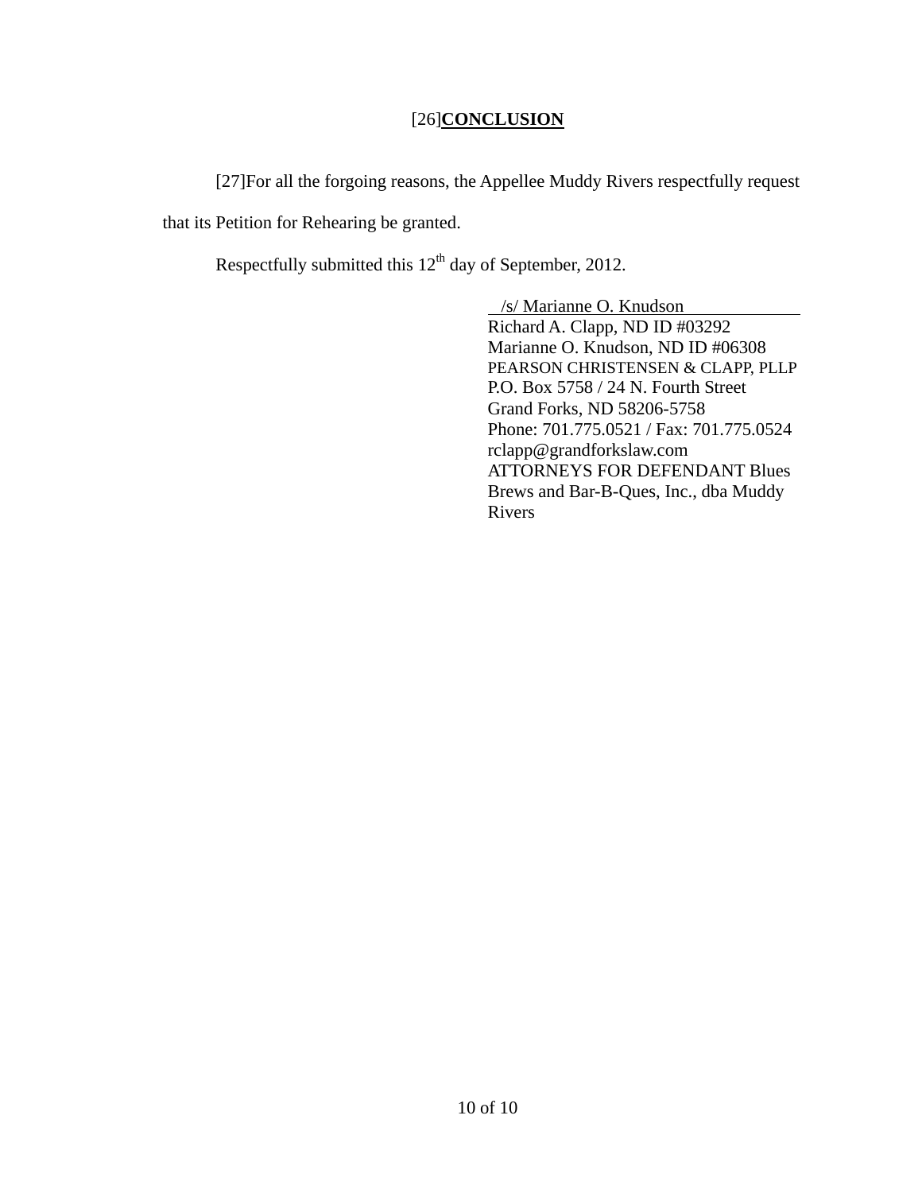## [26]**CONCLUSION**

[27]For all the forgoing reasons, the Appellee Muddy Rivers respectfully request that its Petition for Rehearing be granted.

Respectfully submitted this 12th day of September, 2012.

/s/ Marianne O. Knudson
Richard A. Clapp, ND ID #03292
Marianne O. Knudson, ND ID #06308
PEARSON CHRISTENSEN & CLAPP, PLLP
P.O. Box 5758 / 24 N. Fourth Street
Grand Forks, ND 58206-5758
Phone: 701.775.0521 / Fax: 701.775.0524
rclapp@grandforkslaw.com
ATTORNEYS FOR DEFENDANT Blues Brews and Bar-B-Ques, Inc., dba Muddy Rivers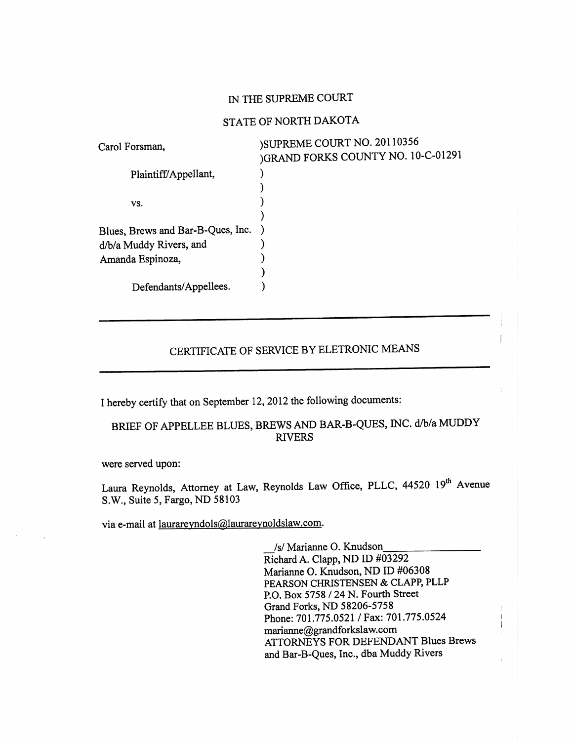IN THE SUPREME COURT

STATE OF NORTH DAKOTA

| | |
|---|---|
| Carol Forsman, | )SUPREME COURT NO. 20110356 |
| | )GRAND FORKS COUNTY NO. 10-C-01291 |
| Plaintiff/Appellant, | ) |
| | ) |
| vs. | ) |
| | ) |
| Blues, Brews and Bar-B-Ques, Inc. | ) |
| d/b/a Muddy Rivers, and | ) |
| Amanda Espinoza, | ) |
| | ) |
| Defendants/Appellees. | ) |

---

## CERTIFICATE OF SERVICE BY ELETRONIC MEANS

---

I hereby certify that on September 12, 2012 the following documents:

BRIEF OF APPELLEE BLUES, BREWS AND BAR-B-QUES, INC. d/b/a MUDDY RIVERS

were served upon:

Laura Reynolds, Attorney at Law, Reynolds Law Office, PLLC, 44520 19th Avenue S.W., Suite 5, Fargo, ND 58103

via e-mail at laurareyndols@laurareynoldslaw.com.

/s/ Marianne O. Knudson
Richard A. Clapp, ND ID #03292
Marianne O. Knudson, ND ID #06308
PEARSON CHRISTENSEN & CLAPP, PLLP
P.O. Box 5758 / 24 N. Fourth Street
Grand Forks, ND 58206-5758
Phone: 701.775.0521 / Fax: 701.775.0524
marianne@grandforkslaw.com
ATTORNEYS FOR DEFENDANT Blues Brews and Bar-B-Ques, Inc., dba Muddy Rivers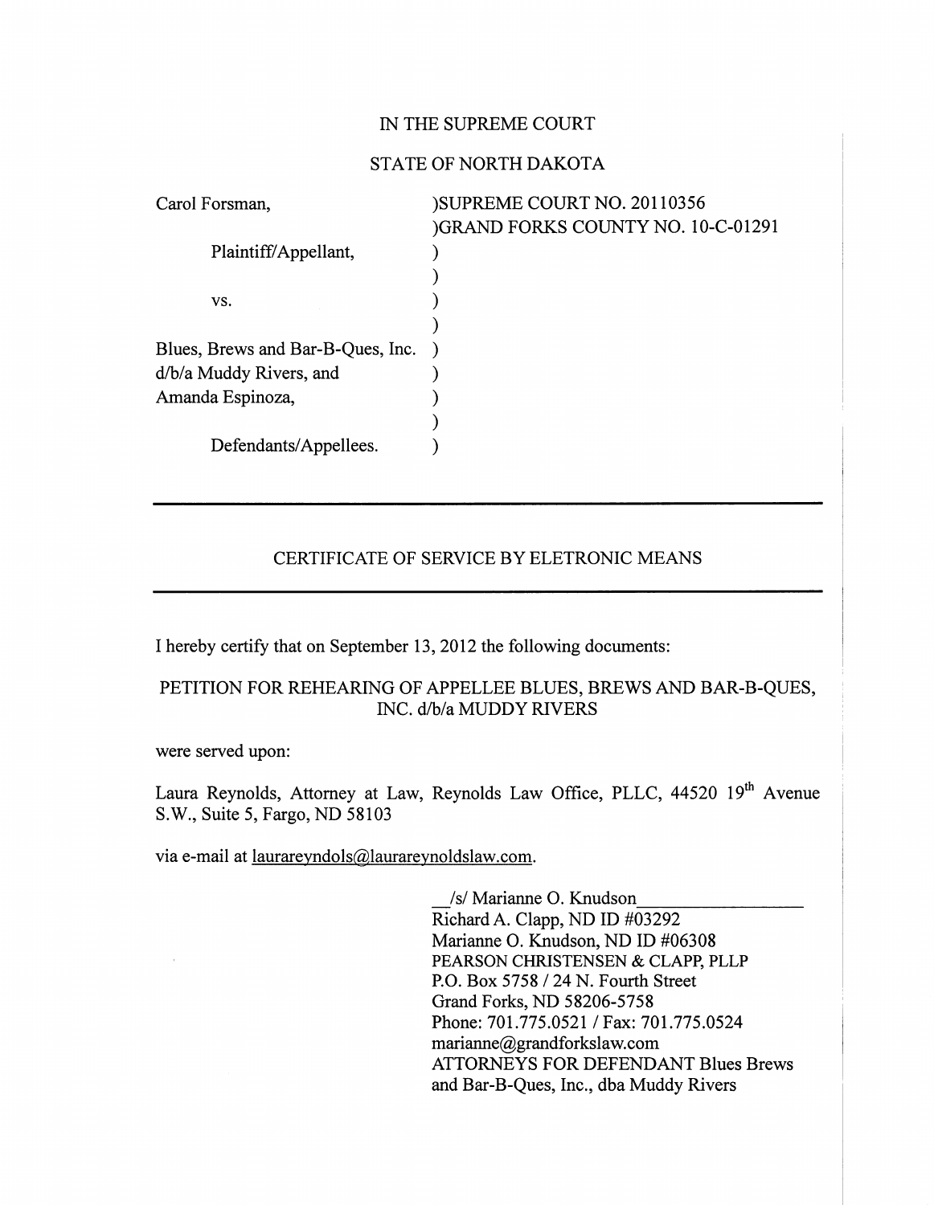IN THE SUPREME COURT

STATE OF NORTH DAKOTA

| | |
|---|---|
| Carol Forsman, | )SUPREME COURT NO. 20110356 |
| | )GRAND FORKS COUNTY NO. 10-C-01291 |
| Plaintiff/Appellant, | ) |
| | ) |
| vs. | ) |
| | ) |
| Blues, Brews and Bar-B-Ques, Inc. | ) |
| d/b/a Muddy Rivers, and | ) |
| Amanda Espinoza, | ) |
| | ) |
| Defendants/Appellees. | ) |

---

## CERTIFICATE OF SERVICE BY ELETRONIC MEANS

---

I hereby certify that on September 13, 2012 the following documents:

PETITION FOR REHEARING OF APPELLEE BLUES, BREWS AND BAR-B-QUES, INC. d/b/a MUDDY RIVERS

were served upon:

Laura Reynolds, Attorney at Law, Reynolds Law Office, PLLC, 44520 19th Avenue S.W., Suite 5, Fargo, ND 58103

via e-mail at laurareyndols@laurareynoldslaw.com.

/s/ Marianne O. Knudson  
Richard A. Clapp, ND ID #03292  
Marianne O. Knudson, ND ID #06308  
PEARSON CHRISTENSEN & CLAPP, PLLP  
P.O. Box 5758 / 24 N. Fourth Street  
Grand Forks, ND 58206-5758  
Phone: 701.775.0521 / Fax: 701.775.0524  
marianne@grandforkslaw.com  
ATTORNEYS FOR DEFENDANT Blues Brews and Bar-B-Ques, Inc., dba Muddy Rivers